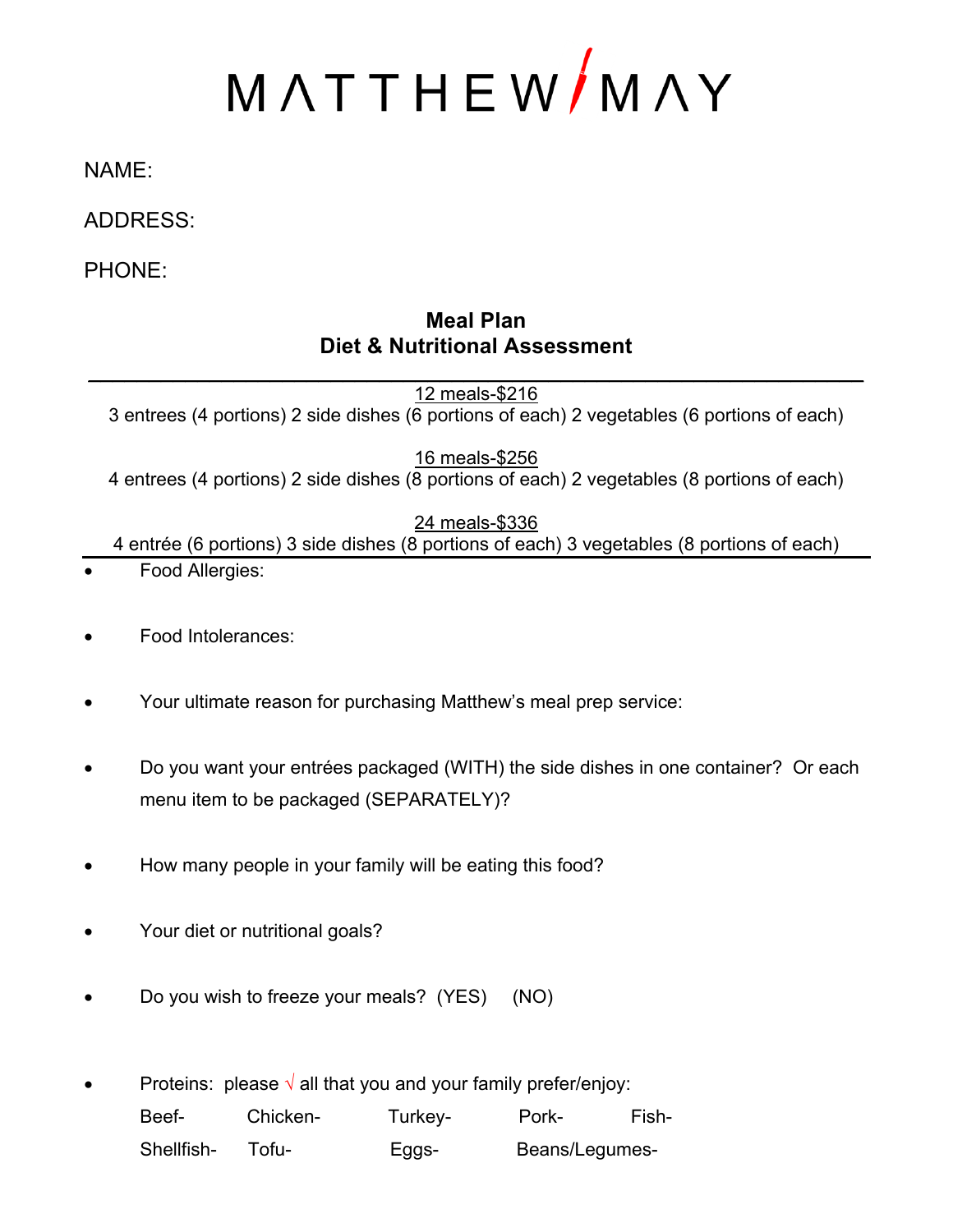# MATTHEW MAY

NAME:

ADDRESS:

PHONE:

## Meal Plan
## Diet & Nutritional Assessment

---

12 meals-$216

3 entrees (4 portions) 2 side dishes (6 portions of each) 2 vegetables (6 portions of each)

16 meals-$256

4 entrees (4 portions) 2 side dishes (8 portions of each) 2 vegetables (8 portions of each)

24 meals-$336

4 entrée (6 portions) 3 side dishes (8 portions of each) 3 vegetables (8 portions of each)

---

- Food Allergies:

- Food Intolerances:

- Your ultimate reason for purchasing Matthew's meal prep service:

- Do you want your entrées packaged (WITH) the side dishes in one container? Or each menu item to be packaged (SEPARATELY)?

- How many people in your family will be eating this food?

- Your diet or nutritional goals?

- Do you wish to freeze your meals? (YES) (NO)

- Proteins: please √ all that you and your family prefer/enjoy:

  Beef- Chicken- Turkey- Pork- Fish-

  Shellfish- Tofu- Eggs- Beans/Legumes-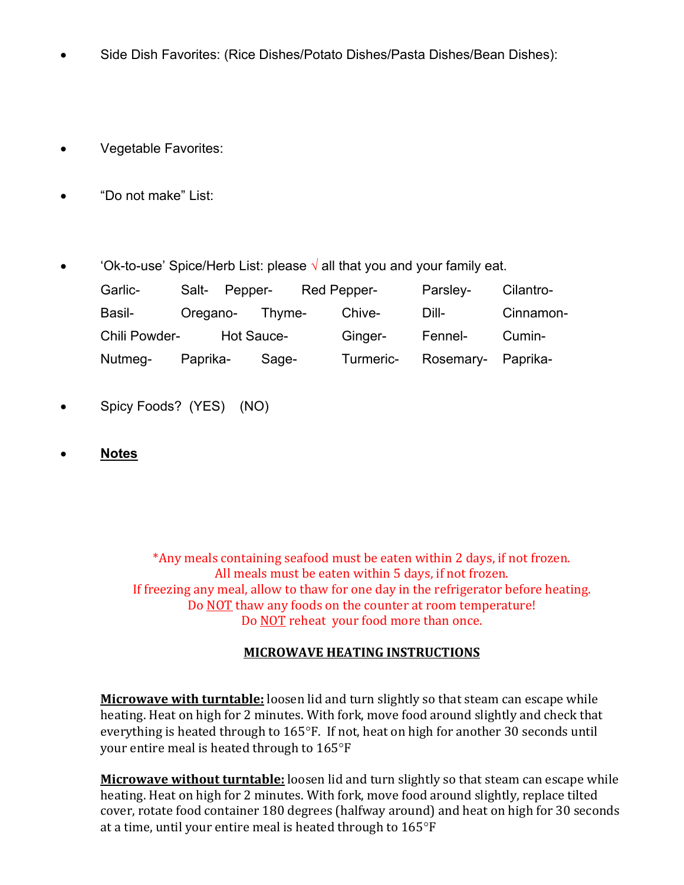- Side Dish Favorites: (Rice Dishes/Potato Dishes/Pasta Dishes/Bean Dishes):

- Vegetable Favorites:

- “Do not make” List:

- ‘Ok-to-use’ Spice/Herb List: please √ all that you and your family eat.

| | | | | | |
|---|---|---|---|---|---|
| Garlic- | Salt- Pepper- | Red Pepper- | Parsley- | Cilantro- | |
| Basil- | Oregano- | Thyme- | Chive- | Dill- | Cinnamon- |
| Chili Powder- | Hot Sauce- | Ginger- | Fennel- | Cumin- | |
| Nutmeg- | Paprika- | Sage- | Turmeric- | Rosemary- | Paprika- |

- Spicy Foods? (YES) (NO)

- **Notes**

*Any meals containing seafood must be eaten within 2 days, if not frozen.
All meals must be eaten within 5 days, if not frozen.
If freezing any meal, allow to thaw for one day in the refrigerator before heating.
Do NOT thaw any foods on the counter at room temperature!
Do NOT reheat your food more than once.

## MICROWAVE HEATING INSTRUCTIONS

**Microwave with turntable:** loosen lid and turn slightly so that steam can escape while heating. Heat on high for 2 minutes. With fork, move food around slightly and check that everything is heated through to 165°F. If not, heat on high for another 30 seconds until your entire meal is heated through to 165°F

**Microwave without turntable:** loosen lid and turn slightly so that steam can escape while heating. Heat on high for 2 minutes. With fork, move food around slightly, replace tilted cover, rotate food container 180 degrees (halfway around) and heat on high for 30 seconds at a time, until your entire meal is heated through to 165°F